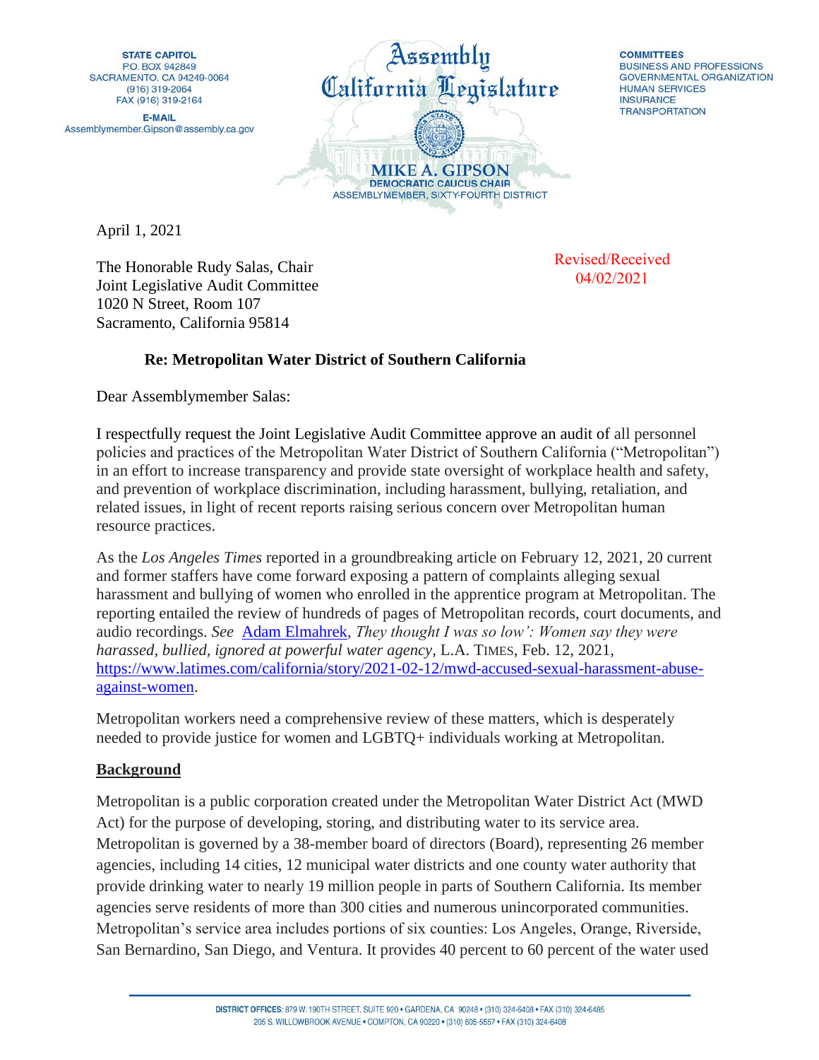STATE CAPITOL
P.O. BOX 942849
SACRAMENTO, CA 94249-0064
(916) 319-2064
FAX (916) 319-2164

E-MAIL
Assemblymember.Gipson@assembly.ca.gov

Assembly
California Legislature

**MIKE A. GIPSON**
DEMOCRATIC CAUCUS CHAIR
ASSEMBLYMEMBER, SIXTY-FOURTH DISTRICT

COMMITTEES
BUSINESS AND PROFESSIONS
GOVERNMENTAL ORGANIZATION
HUMAN SERVICES
INSURANCE
TRANSPORTATION

April 1, 2021

Revised/Received
04/02/2021

The Honorable Rudy Salas, Chair
Joint Legislative Audit Committee
1020 N Street, Room 107
Sacramento, California 95814

**Re: Metropolitan Water District of Southern California**

Dear Assemblymember Salas:

I respectfully request the Joint Legislative Audit Committee approve an audit of all personnel policies and practices of the Metropolitan Water District of Southern California ("Metropolitan") in an effort to increase transparency and provide state oversight of workplace health and safety, and prevention of workplace discrimination, including harassment, bullying, retaliation, and related issues, in light of recent reports raising serious concern over Metropolitan human resource practices.

As the *Los Angeles Times* reported in a groundbreaking article on February 12, 2021, 20 current and former staffers have come forward exposing a pattern of complaints alleging sexual harassment and bullying of women who enrolled in the apprentice program at Metropolitan. The reporting entailed the review of hundreds of pages of Metropolitan records, court documents, and audio recordings. *See* Adam Elmahrek, *They thought I was so low': Women say they were harassed, bullied, ignored at powerful water agency*, L.A. TIMES, Feb. 12, 2021, https://www.latimes.com/california/story/2021-02-12/mwd-accused-sexual-harassment-abuse-against-women.

Metropolitan workers need a comprehensive review of these matters, which is desperately needed to provide justice for women and LGBTQ+ individuals working at Metropolitan.

## Background

Metropolitan is a public corporation created under the Metropolitan Water District Act (MWD Act) for the purpose of developing, storing, and distributing water to its service area. Metropolitan is governed by a 38-member board of directors (Board), representing 26 member agencies, including 14 cities, 12 municipal water districts and one county water authority that provide drinking water to nearly 19 million people in parts of Southern California. Its member agencies serve residents of more than 300 cities and numerous unincorporated communities. Metropolitan's service area includes portions of six counties: Los Angeles, Orange, Riverside, San Bernardino, San Diego, and Ventura. It provides 40 percent to 60 percent of the water used

DISTRICT OFFICES: 879 W. 190TH STREET, SUITE 920 • GARDENA, CA 90248 • (310) 324-6408 • FAX (310) 324-6485
205 S. WILLOWBROOK AVENUE • COMPTON, CA 90220 • (310) 605-5557 • FAX (310) 324-6408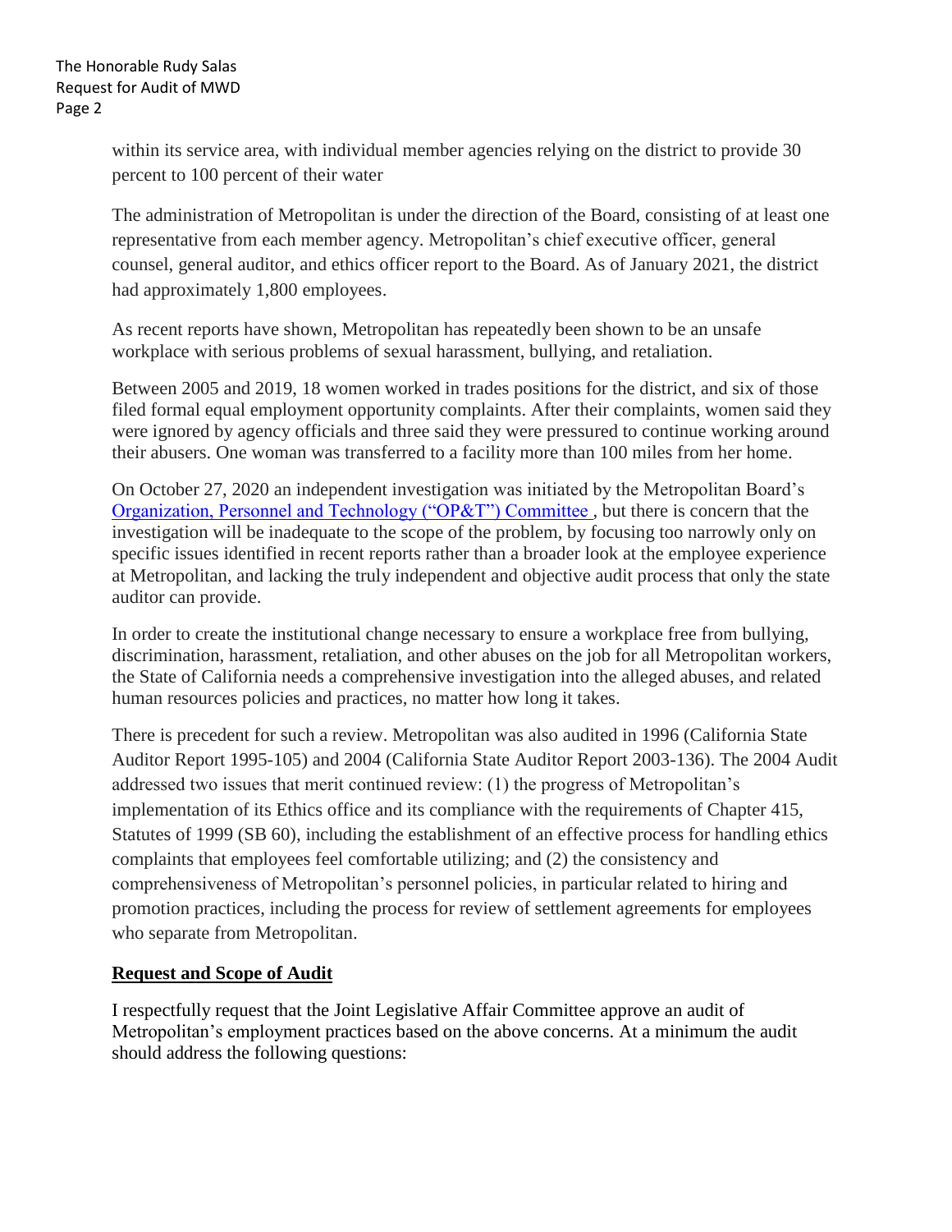within its service area, with individual member agencies relying on the district to provide 30 percent to 100 percent of their water

The administration of Metropolitan is under the direction of the Board, consisting of at least one representative from each member agency. Metropolitan's chief executive officer, general counsel, general auditor, and ethics officer report to the Board. As of January 2021, the district had approximately 1,800 employees.

As recent reports have shown, Metropolitan has repeatedly been shown to be an unsafe workplace with serious problems of sexual harassment, bullying, and retaliation.

Between 2005 and 2019, 18 women worked in trades positions for the district, and six of those filed formal equal employment opportunity complaints. After their complaints, women said they were ignored by agency officials and three said they were pressured to continue working around their abusers. One woman was transferred to a facility more than 100 miles from her home.

On October 27, 2020 an independent investigation was initiated by the Metropolitan Board's Organization, Personnel and Technology ("OP&T") Committee , but there is concern that the investigation will be inadequate to the scope of the problem, by focusing too narrowly only on specific issues identified in recent reports rather than a broader look at the employee experience at Metropolitan, and lacking the truly independent and objective audit process that only the state auditor can provide.

In order to create the institutional change necessary to ensure a workplace free from bullying, discrimination, harassment, retaliation, and other abuses on the job for all Metropolitan workers, the State of California needs a comprehensive investigation into the alleged abuses, and related human resources policies and practices, no matter how long it takes.

There is precedent for such a review. Metropolitan was also audited in 1996 (California State Auditor Report 1995-105) and 2004 (California State Auditor Report 2003-136). The 2004 Audit addressed two issues that merit continued review: (1) the progress of Metropolitan's implementation of its Ethics office and its compliance with the requirements of Chapter 415, Statutes of 1999 (SB 60), including the establishment of an effective process for handling ethics complaints that employees feel comfortable utilizing; and (2) the consistency and comprehensiveness of Metropolitan's personnel policies, in particular related to hiring and promotion practices, including the process for review of settlement agreements for employees who separate from Metropolitan.

**Request and Scope of Audit**

I respectfully request that the Joint Legislative Affair Committee approve an audit of Metropolitan's employment practices based on the above concerns. At a minimum the audit should address the following questions: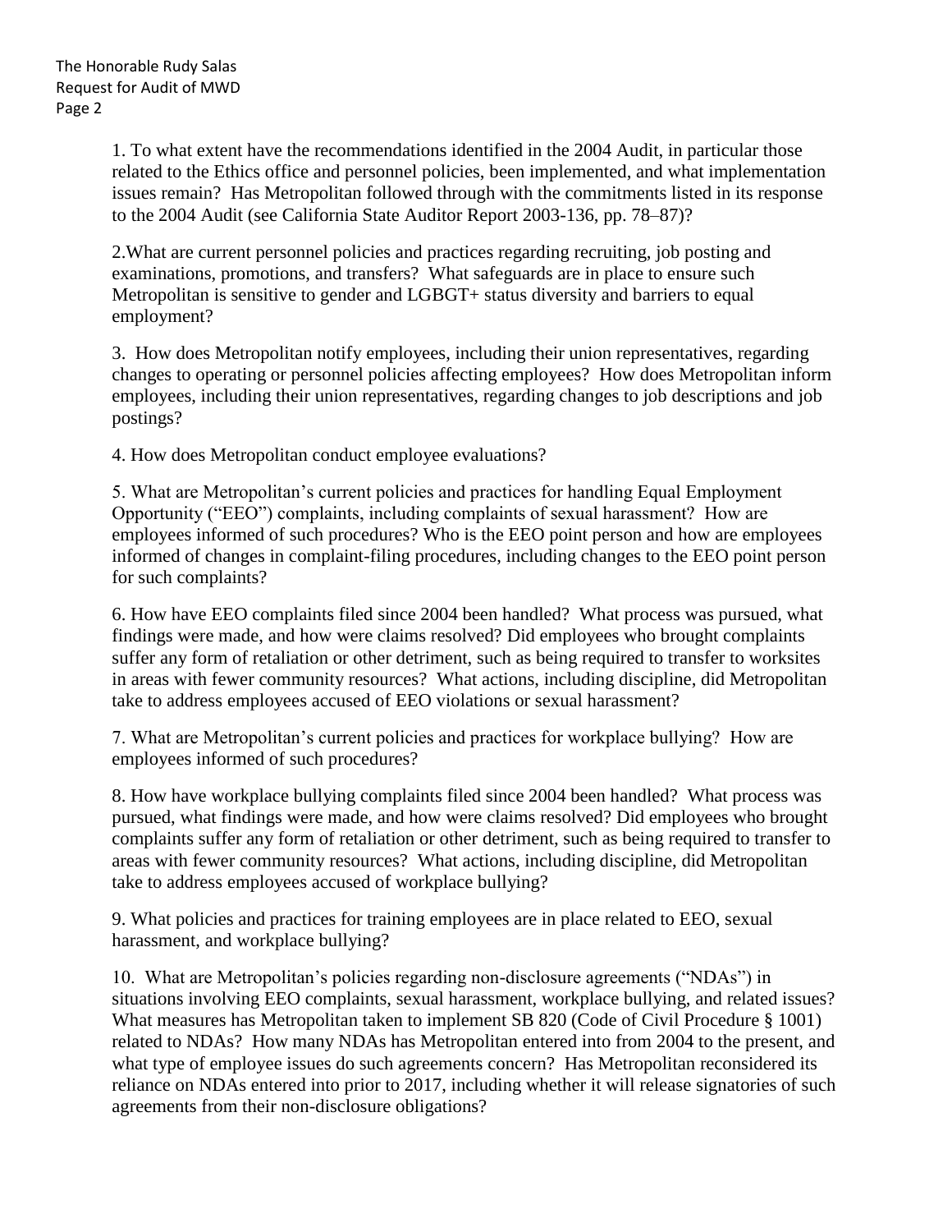1. To what extent have the recommendations identified in the 2004 Audit, in particular those related to the Ethics office and personnel policies, been implemented, and what implementation issues remain? Has Metropolitan followed through with the commitments listed in its response to the 2004 Audit (see California State Auditor Report 2003-136, pp. 78–87)?

2.What are current personnel policies and practices regarding recruiting, job posting and examinations, promotions, and transfers? What safeguards are in place to ensure such Metropolitan is sensitive to gender and LGBGT+ status diversity and barriers to equal employment?

3. How does Metropolitan notify employees, including their union representatives, regarding changes to operating or personnel policies affecting employees? How does Metropolitan inform employees, including their union representatives, regarding changes to job descriptions and job postings?

4. How does Metropolitan conduct employee evaluations?

5. What are Metropolitan's current policies and practices for handling Equal Employment Opportunity ("EEO") complaints, including complaints of sexual harassment? How are employees informed of such procedures? Who is the EEO point person and how are employees informed of changes in complaint-filing procedures, including changes to the EEO point person for such complaints?

6. How have EEO complaints filed since 2004 been handled? What process was pursued, what findings were made, and how were claims resolved? Did employees who brought complaints suffer any form of retaliation or other detriment, such as being required to transfer to worksites in areas with fewer community resources? What actions, including discipline, did Metropolitan take to address employees accused of EEO violations or sexual harassment?

7. What are Metropolitan's current policies and practices for workplace bullying? How are employees informed of such procedures?

8. How have workplace bullying complaints filed since 2004 been handled? What process was pursued, what findings were made, and how were claims resolved? Did employees who brought complaints suffer any form of retaliation or other detriment, such as being required to transfer to areas with fewer community resources? What actions, including discipline, did Metropolitan take to address employees accused of workplace bullying?

9. What policies and practices for training employees are in place related to EEO, sexual harassment, and workplace bullying?

10. What are Metropolitan's policies regarding non-disclosure agreements ("NDAs") in situations involving EEO complaints, sexual harassment, workplace bullying, and related issues? What measures has Metropolitan taken to implement SB 820 (Code of Civil Procedure § 1001) related to NDAs? How many NDAs has Metropolitan entered into from 2004 to the present, and what type of employee issues do such agreements concern? Has Metropolitan reconsidered its reliance on NDAs entered into prior to 2017, including whether it will release signatories of such agreements from their non-disclosure obligations?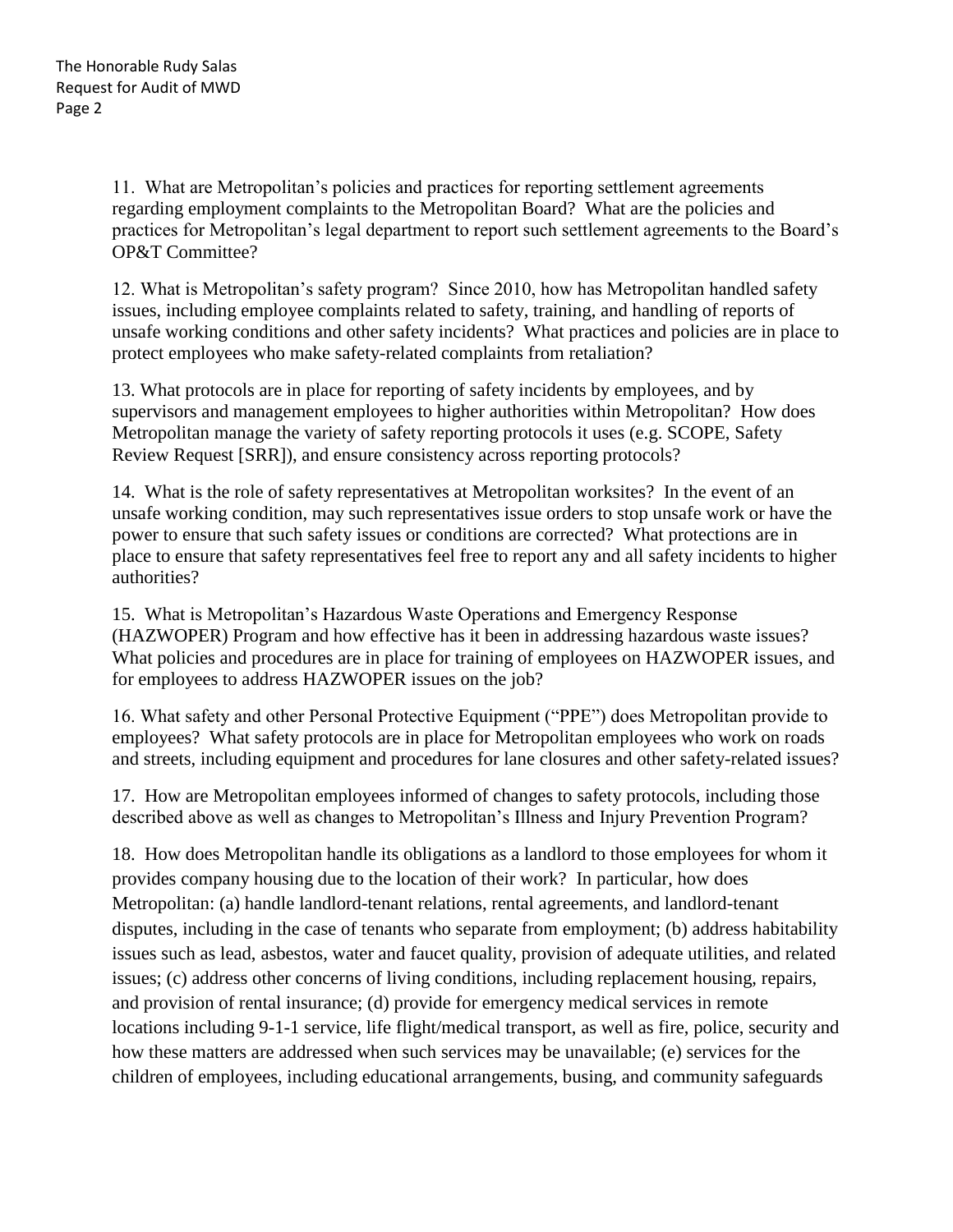11. What are Metropolitan's policies and practices for reporting settlement agreements regarding employment complaints to the Metropolitan Board? What are the policies and practices for Metropolitan's legal department to report such settlement agreements to the Board's OP&T Committee?

12. What is Metropolitan's safety program? Since 2010, how has Metropolitan handled safety issues, including employee complaints related to safety, training, and handling of reports of unsafe working conditions and other safety incidents? What practices and policies are in place to protect employees who make safety-related complaints from retaliation?

13. What protocols are in place for reporting of safety incidents by employees, and by supervisors and management employees to higher authorities within Metropolitan? How does Metropolitan manage the variety of safety reporting protocols it uses (e.g. SCOPE, Safety Review Request [SRR]), and ensure consistency across reporting protocols?

14. What is the role of safety representatives at Metropolitan worksites? In the event of an unsafe working condition, may such representatives issue orders to stop unsafe work or have the power to ensure that such safety issues or conditions are corrected? What protections are in place to ensure that safety representatives feel free to report any and all safety incidents to higher authorities?

15. What is Metropolitan's Hazardous Waste Operations and Emergency Response (HAZWOPER) Program and how effective has it been in addressing hazardous waste issues? What policies and procedures are in place for training of employees on HAZWOPER issues, and for employees to address HAZWOPER issues on the job?

16. What safety and other Personal Protective Equipment ("PPE") does Metropolitan provide to employees? What safety protocols are in place for Metropolitan employees who work on roads and streets, including equipment and procedures for lane closures and other safety-related issues?

17. How are Metropolitan employees informed of changes to safety protocols, including those described above as well as changes to Metropolitan's Illness and Injury Prevention Program?

18. How does Metropolitan handle its obligations as a landlord to those employees for whom it provides company housing due to the location of their work? In particular, how does Metropolitan: (a) handle landlord-tenant relations, rental agreements, and landlord-tenant disputes, including in the case of tenants who separate from employment; (b) address habitability issues such as lead, asbestos, water and faucet quality, provision of adequate utilities, and related issues; (c) address other concerns of living conditions, including replacement housing, repairs, and provision of rental insurance; (d) provide for emergency medical services in remote locations including 9-1-1 service, life flight/medical transport, as well as fire, police, security and how these matters are addressed when such services may be unavailable; (e) services for the children of employees, including educational arrangements, busing, and community safeguards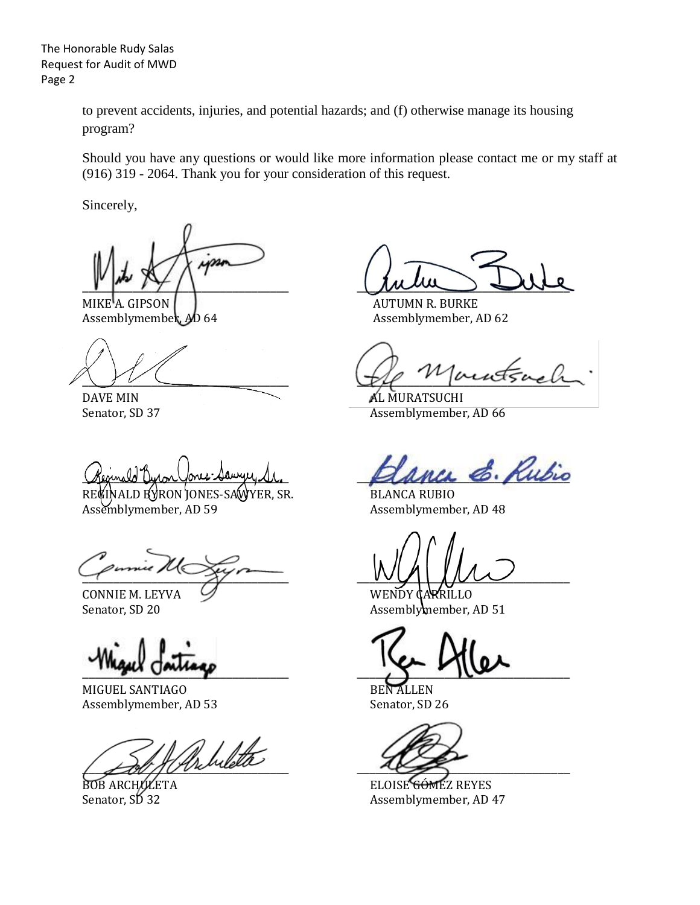to prevent accidents, injuries, and potential hazards; and (f) otherwise manage its housing program?

Should you have any questions or would like more information please contact me or my staff at (916) 319 - 2064. Thank you for your consideration of this request.

Sincerely,

MIKE A. GIPSON
Assemblymember, AD 64

AUTUMN R. BURKE
Assemblymember, AD 62

DAVE MIN
Senator, SD 37

AL MURATSUCHI
Assemblymember, AD 66

REGINALD BYRON JONES-SAWYER, SR.
Assemblymember, AD 59

BLANCA RUBIO
Assemblymember, AD 48

CONNIE M. LEYVA
Senator, SD 20

WENDY CARRILLO
Assemblymember, AD 51

MIGUEL SANTIAGO
Assemblymember, AD 53

BEN ALLEN
Senator, SD 26

BOB ARCHULETA
Senator, SD 32

ELOISE GÓMEZ REYES
Assemblymember, AD 47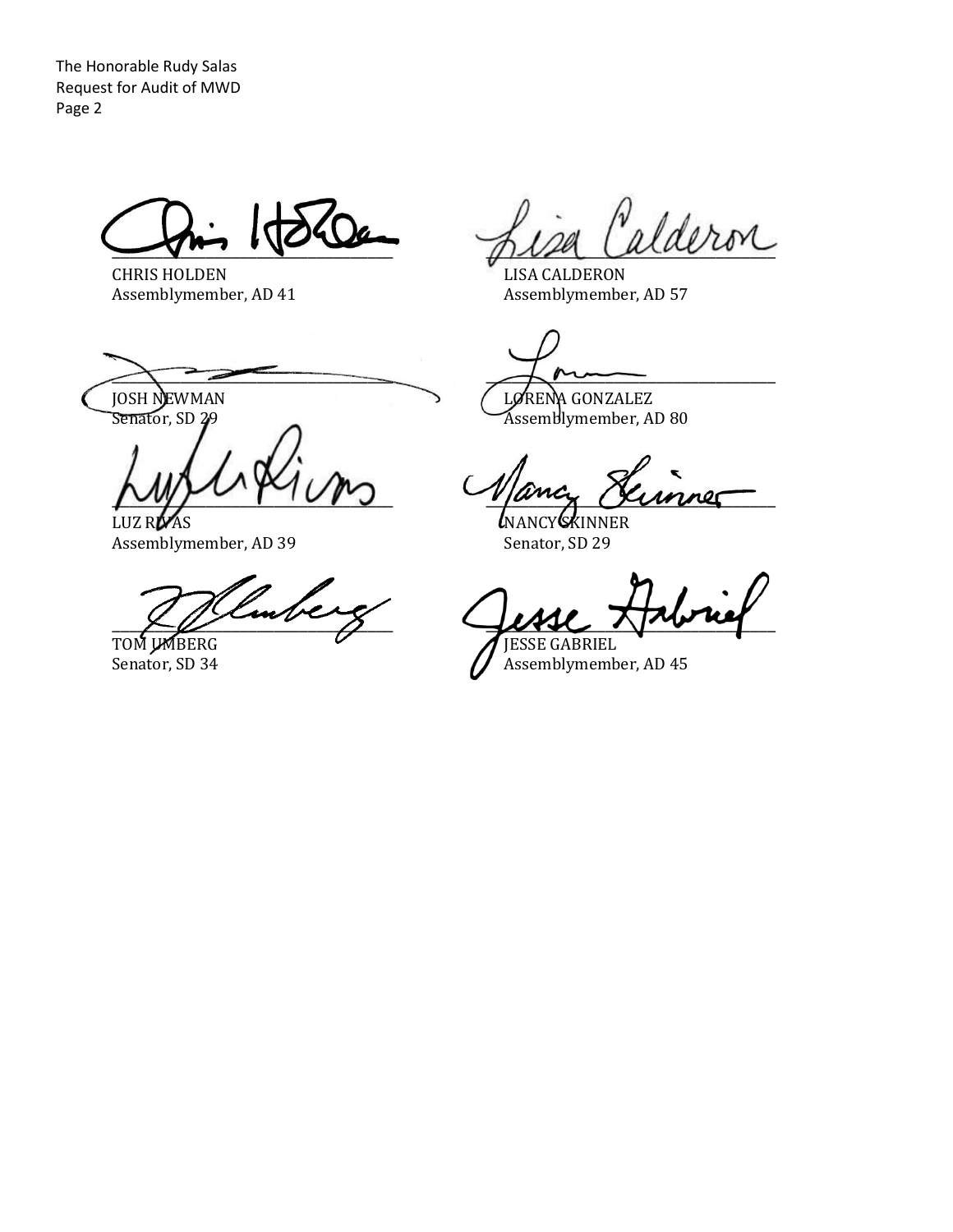CHRIS HOLDEN
Assemblymember, AD 41

LISA CALDERON
Assemblymember, AD 57

JOSH NEWMAN
Senator, SD 29

LORENA GONZALEZ
Assemblymember, AD 80

LUZ RIVAS
Assemblymember, AD 39

NANCY SKINNER
Senator, SD 29

TOM UMBERG
Senator, SD 34

JESSE GABRIEL
Assemblymember, AD 45